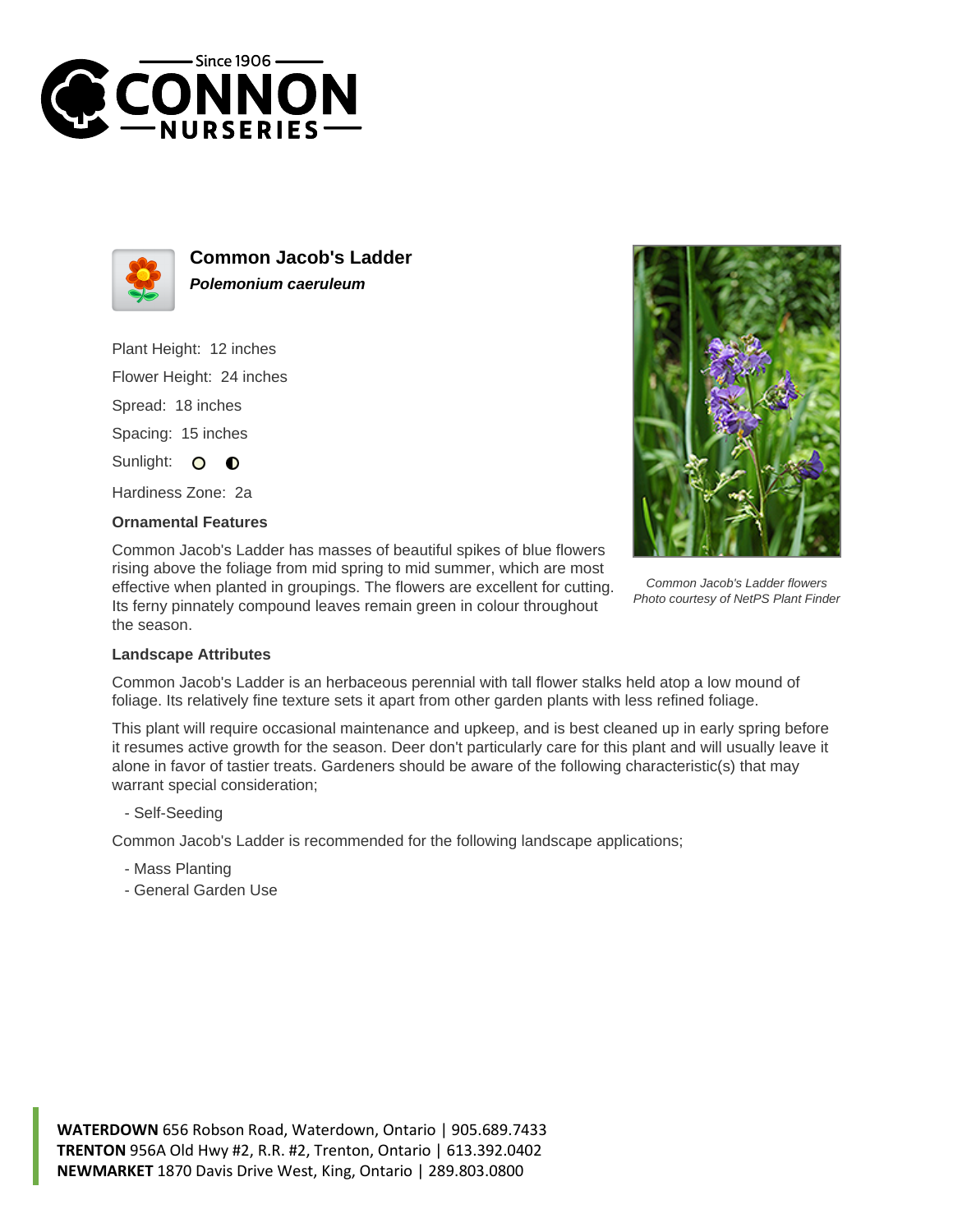# Common Jacob's Ladder

***Polemonium caeruleum***

Plant Height: 12 inches

Flower Height: 24 inches

Spread: 18 inches

Spacing: 15 inches

Sunlight:

Hardiness Zone: 2a

### Ornamental Features

Common Jacob's Ladder has masses of beautiful spikes of blue flowers rising above the foliage from mid spring to mid summer, which are most effective when planted in groupings. The flowers are excellent for cutting. Its ferny pinnately compound leaves remain green in colour throughout the season.

*Common Jacob's Ladder flowers*
*Photo courtesy of NetPS Plant Finder*

### Landscape Attributes

Common Jacob's Ladder is an herbaceous perennial with tall flower stalks held atop a low mound of foliage. Its relatively fine texture sets it apart from other garden plants with less refined foliage.

This plant will require occasional maintenance and upkeep, and is best cleaned up in early spring before it resumes active growth for the season. Deer don't particularly care for this plant and will usually leave it alone in favor of tastier treats. Gardeners should be aware of the following characteristic(s) that may warrant special consideration;

- Self-Seeding

Common Jacob's Ladder is recommended for the following landscape applications;

- Mass Planting
- General Garden Use

**WATERDOWN** 656 Robson Road, Waterdown, Ontario | 905.689.7433
**TRENTON** 956A Old Hwy #2, R.R. #2, Trenton, Ontario | 613.392.0402
**NEWMARKET** 1870 Davis Drive West, King, Ontario | 289.803.0800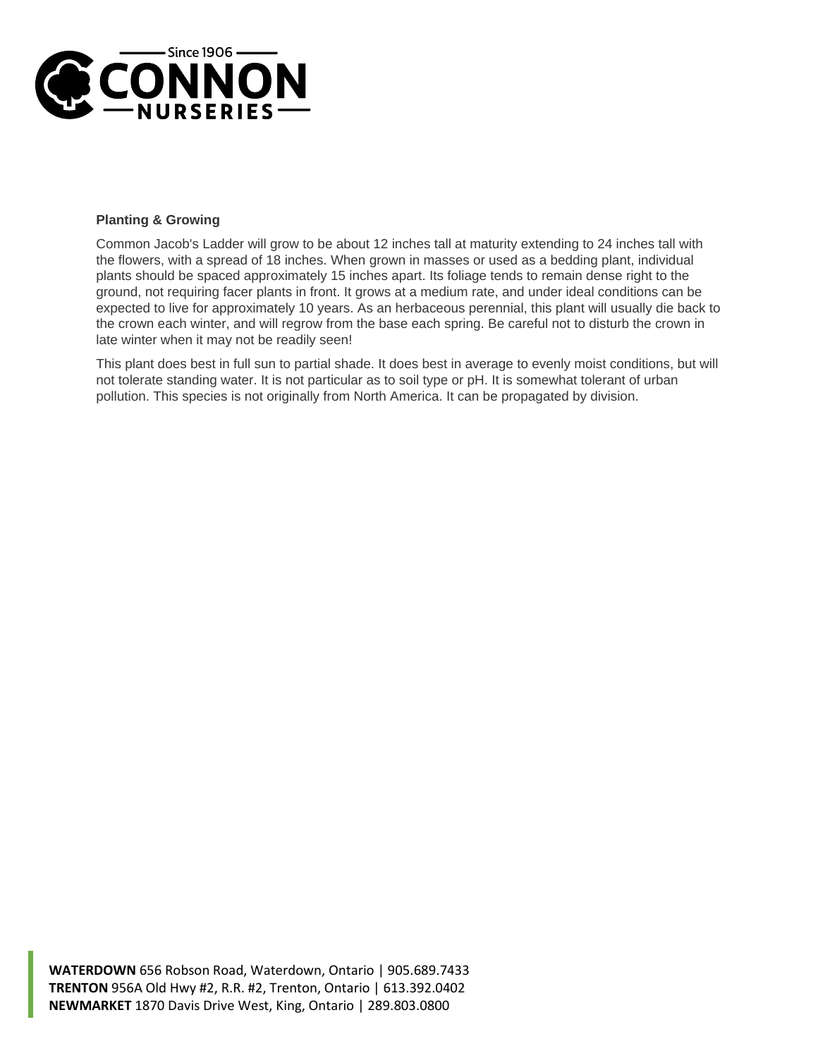### Planting & Growing

Common Jacob's Ladder will grow to be about 12 inches tall at maturity extending to 24 inches tall with the flowers, with a spread of 18 inches. When grown in masses or used as a bedding plant, individual plants should be spaced approximately 15 inches apart. Its foliage tends to remain dense right to the ground, not requiring facer plants in front. It grows at a medium rate, and under ideal conditions can be expected to live for approximately 10 years. As an herbaceous perennial, this plant will usually die back to the crown each winter, and will regrow from the base each spring. Be careful not to disturb the crown in late winter when it may not be readily seen!

This plant does best in full sun to partial shade. It does best in average to evenly moist conditions, but will not tolerate standing water. It is not particular as to soil type or pH. It is somewhat tolerant of urban pollution. This species is not originally from North America. It can be propagated by division.

**WATERDOWN** 656 Robson Road, Waterdown, Ontario | 905.689.7433
**TRENTON** 956A Old Hwy #2, R.R. #2, Trenton, Ontario | 613.392.0402
**NEWMARKET** 1870 Davis Drive West, King, Ontario | 289.803.0800